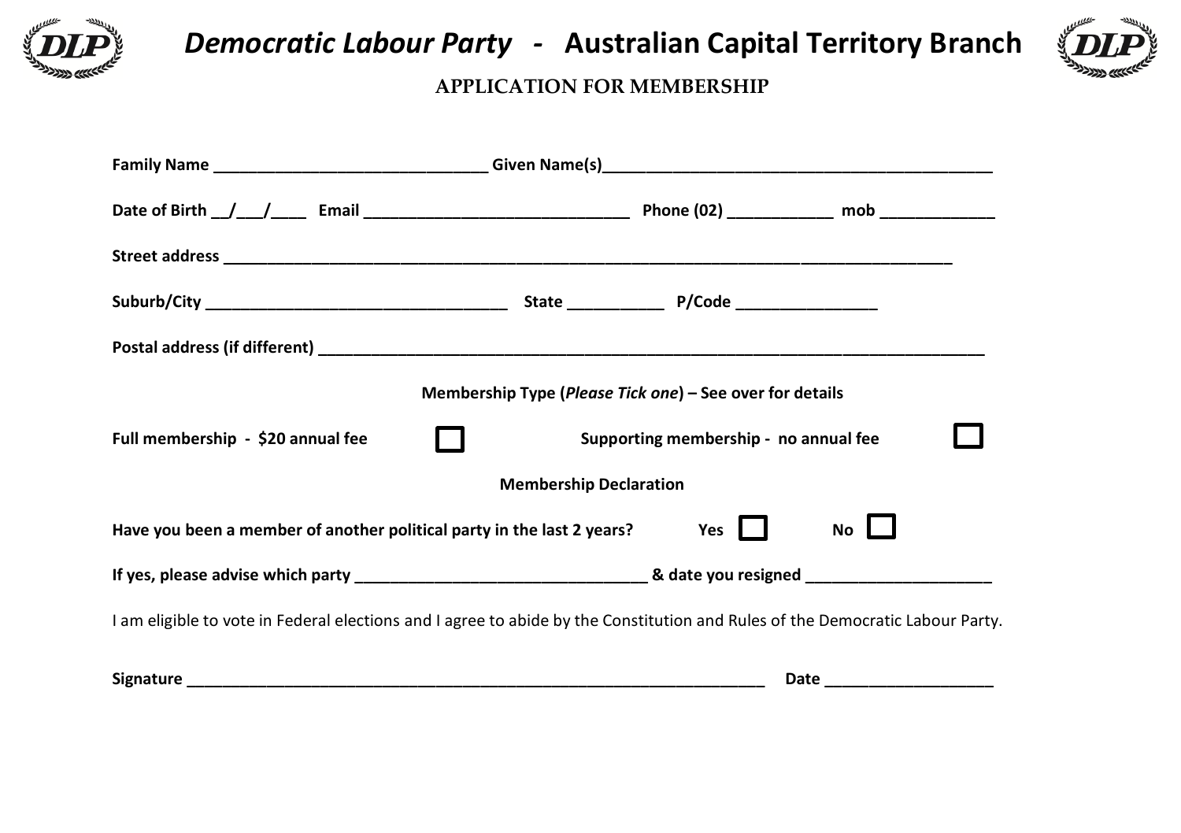# *Democratic Labour Party* - Australian Capital Territory Branch

## APPLICATION FOR MEMBERSHIP

**Family Name** ______________________________ **Given Name(s)**____________________________________________

**Date of Birth** __/___/____ **Email** ______________________________ **Phone (02)** ___________ **mob** ____________

**Street address** ________________________________________________________________________________

**Suburb/City** ________________________________ **State** __________ **P/Code** _______________

**Postal address (if different)** ___________________________________________________________________________

**Membership Type (*Please Tick one*) – See over for details**

**Full membership - $20 annual fee** ☐ **Supporting membership - no annual fee** ☐

**Membership Declaration**

**Have you been a member of another political party in the last 2 years?** **Yes** ☐ **No** ☐

**If yes, please advise which party** ______________________________ **& date you resigned** ____________________

I am eligible to vote in Federal elections and I agree to abide by the Constitution and Rules of the Democratic Labour Party.

**Signature** _________________________________________________________________ **Date** __________________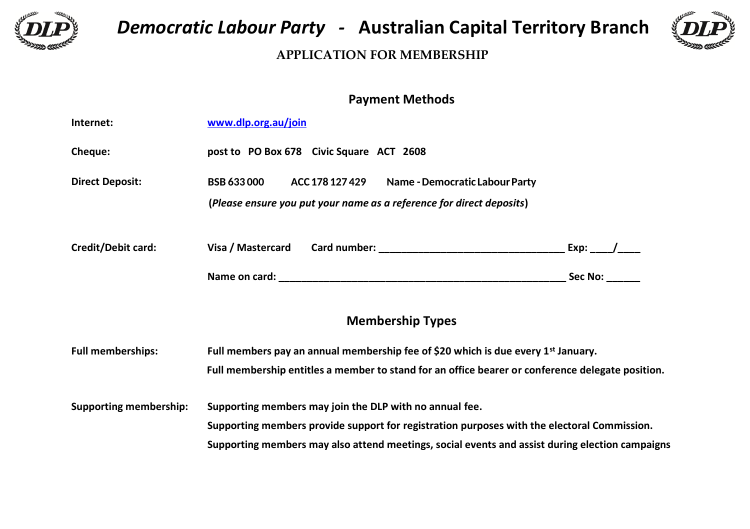# *Democratic Labour Party* - Australian Capital Territory Branch

**APPLICATION FOR MEMBERSHIP**

## Payment Methods

**Internet:** **www.dlp.org.au/join**

**Cheque:** **post to PO Box 678 Civic Square ACT 2608**

**Direct Deposit:** **BSB 633 000 ACC 178 127 429 Name - Democratic Labour Party**

**(*Please ensure you put your name as a reference for direct deposits*)**

**Credit/Debit card:** **Visa / Mastercard Card number: ________________________________ Exp: ____/____**

**Name on card: ____________________________________________________ Sec No: ______**

## Membership Types

**Full memberships:** **Full members pay an annual membership fee of $20 which is due every 1st January.**

**Full membership entitles a member to stand for an office bearer or conference delegate position.**

**Supporting membership:** **Supporting members may join the DLP with no annual fee.**

**Supporting members provide support for registration purposes with the electoral Commission.**

**Supporting members may also attend meetings, social events and assist during election campaigns**